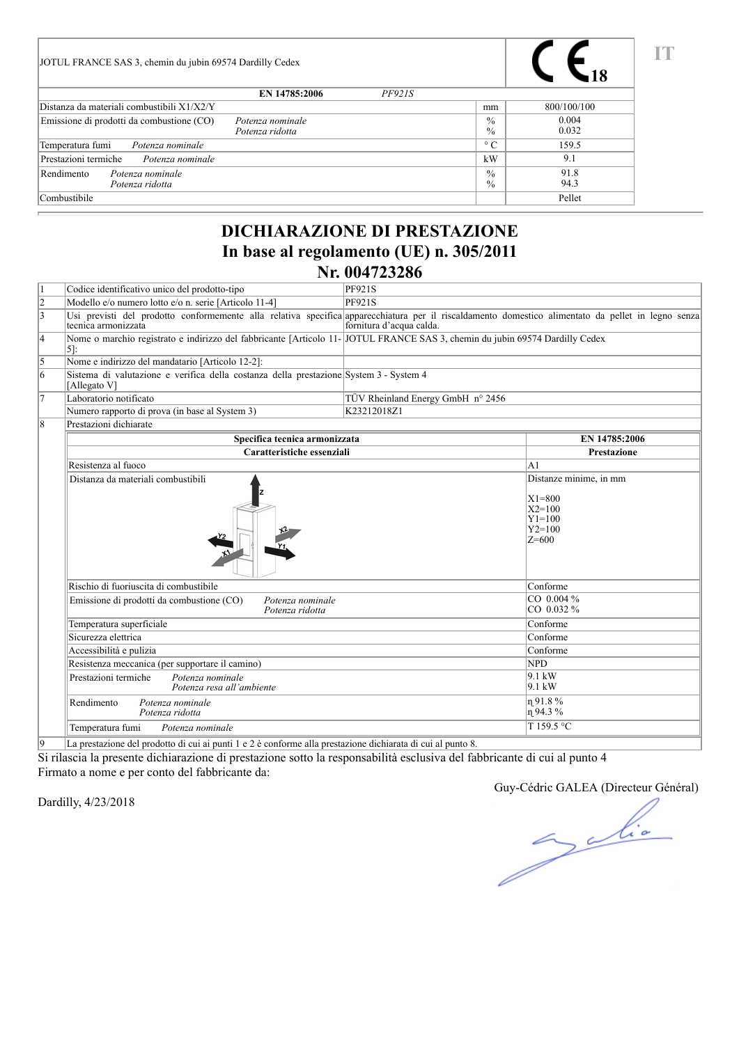| JOTUL FRANCE SAS 3, chemin du jubin 69574 Dardilly Cedex | | | CE 18 |
|---|---|---|---|
| **EN 14785:2006** | *PF921S* | | |
| Distanza da materiali combustibili X1/X2/Y | | mm | 800/100/100 |
| Emissione di prodotti da combustione (CO) | *Potenza nominale*<br>*Potenza ridotta* | %<br>% | 0.004<br>0.032 |
| Temperatura fumi | *Potenza nominale* | ° C | 159.5 |
| Prestazioni termiche | *Potenza nominale* | kW | 9.1 |
| Rendimento | *Potenza nominale*<br>*Potenza ridotta* | %<br>% | 91.8<br>94.3 |
| Combustibile | | | Pellet |

IT

# DICHIARAZIONE DI PRESTAZIONE
## In base al regolamento (UE) n. 305/2011
## Nr. 004723286

| | | |
|---|---|---|
| 1 | Codice identificativo unico del prodotto-tipo | PF921S |
| 2 | Modello e/o numero lotto e/o n. serie [Articolo 11-4] | PF921S |
| 3 | Usi previsti del prodotto conformemente alla relativa specifica tecnica armonizzata | apparecchiatura per il riscaldamento domestico alimentato da pellet in legno senza fornitura d'acqua calda. |
| 4 | Nome o marchio registrato e indirizzo del fabbricante [Articolo 11-5]: | JOTUL FRANCE SAS 3, chemin du jubin 69574 Dardilly Cedex |
| 5 | Nome e indirizzo del mandatario [Articolo 12-2]: | |
| 6 | Sistema di valutazione e verifica della costanza della prestazione [Allegato V] | System 3 - System 4 |
| 7 | Laboratorio notificato | TÜV Rheinland Energy GmbH n° 2456 |
| | Numero rapporto di prova (in base al System 3) | K23212018Z1 |
| 8 | Prestazioni dichiarate | |

| Specifica tecnica armonizzata | | EN 14785:2006 |
|---|---|---|
| **Caratteristiche essenziali** | | **Prestazione** |
| Resistenza al fuoco | | A1 |
| Distanza da materiali combustibili | | Distanze minime, in mm<br><br>X1=800<br>X2=100<br>Y1=100<br>Y2=100<br>Z=600 |
| Rischio di fuoriuscita di combustibile | | Conforme |
| Emissione di prodotti da combustione (CO) | *Potenza nominale*<br>*Potenza ridotta* | CO 0.004 %<br>CO 0.032 % |
| Temperatura superficiale | | Conforme |
| Sicurezza elettrica | | Conforme |
| Accessibilità e pulizia | | Conforme |
| Resistenza meccanica (per supportare il camino) | | NPD |
| Prestazioni termiche | *Potenza nominale*<br>*Potenza resa all'ambiente* | 9.1 kW<br>9.1 kW |
| Rendimento | *Potenza nominale*<br>*Potenza ridotta* | η 91.8 %<br>η 94.3 % |
| Temperatura fumi | *Potenza nominale* | T 159.5 °C |

9 La prestazione del prodotto di cui ai punti 1 e 2 è conforme alla prestazione dichiarata di cui al punto 8.

Si rilascia la presente dichiarazione di prestazione sotto la responsabilità esclusiva del fabbricante di cui al punto 4

Firmato a nome e per conto del fabbricante da:

Guy-Cédric GALEA (Directeur Général)

Dardilly, 4/23/2018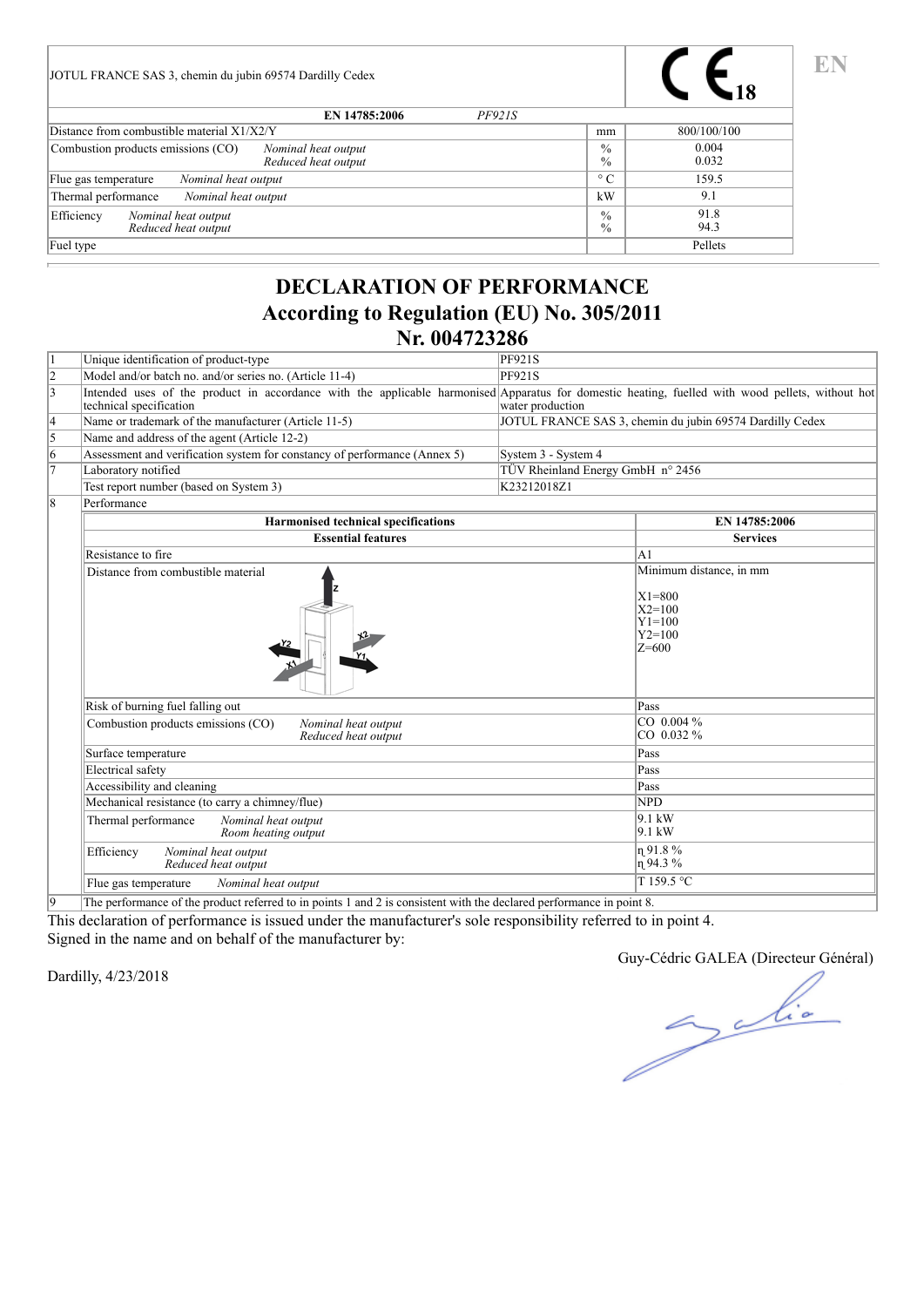| JOTUL FRANCE SAS 3, chemin du jubin 69574 Dardilly Cedex | | | CE 18 |
|---|---|---|---|
| EN 14785:2006 | *PF921S* | | |
| Distance from combustible material X1/X2/Y | | mm | 800/100/100 |
| Combustion products emissions (CO) | *Nominal heat output*<br>*Reduced heat output* | %<br>% | 0.004<br>0.032 |
| Flue gas temperature | *Nominal heat output* | ° C | 159.5 |
| Thermal performance | *Nominal heat output* | kW | 9.1 |
| Efficiency | *Nominal heat output*<br>*Reduced heat output* | %<br>% | 91.8<br>94.3 |
| Fuel type | | | Pellets |

EN

# DECLARATION OF PERFORMANCE
# According to Regulation (EU) No. 305/2011
# Nr. 004723286

| | | |
|---|---|---|
| 1 | Unique identification of product-type | PF921S |
| 2 | Model and/or batch no. and/or series no. (Article 11-4) | PF921S |
| 3 | Intended uses of the product in accordance with the applicable harmonised technical specification | Apparatus for domestic heating, fuelled with wood pellets, without hot water production |
| 4 | Name or trademark of the manufacturer (Article 11-5) | JOTUL FRANCE SAS 3, chemin du jubin 69574 Dardilly Cedex |
| 5 | Name and address of the agent (Article 12-2) | |
| 6 | Assessment and verification system for constancy of performance (Annex 5) | System 3 - System 4 |
| 7 | Laboratory notified | TÜV Rheinland Energy GmbH n° 2456 |
| | Test report number (based on System 3) | K23212018Z1 |
| 8 | Performance | |

| Harmonised technical specifications | | EN 14785:2006 |
|---|---|---|
| **Essential features** | | **Services** |
| Resistance to fire | | A1 |
| Distance from combustible material | | Minimum distance, in mm<br><br>X1=800<br>X2=100<br>Y1=100<br>Y2=100<br>Z=600 |
| Risk of burning fuel falling out | | Pass |
| Combustion products emissions (CO) | *Nominal heat output*<br>*Reduced heat output* | CO 0.004 %<br>CO 0.032 % |
| Surface temperature | | Pass |
| Electrical safety | | Pass |
| Accessibility and cleaning | | Pass |
| Mechanical resistance (to carry a chimney/flue) | | NPD |
| Thermal performance | *Nominal heat output*<br>*Room heating output* | 9.1 kW<br>9.1 kW |
| Efficiency | *Nominal heat output*<br>*Reduced heat output* | η 91.8 %<br>η 94.3 % |
| Flue gas temperature | *Nominal heat output* | T 159.5 °C |

9 The performance of the product referred to in points 1 and 2 is consistent with the declared performance in point 8.

This declaration of performance is issued under the manufacturer's sole responsibility referred to in point 4.
Signed in the name and on behalf of the manufacturer by:

Dardilly, 4/23/2018

Guy-Cédric GALEA (Directeur Général)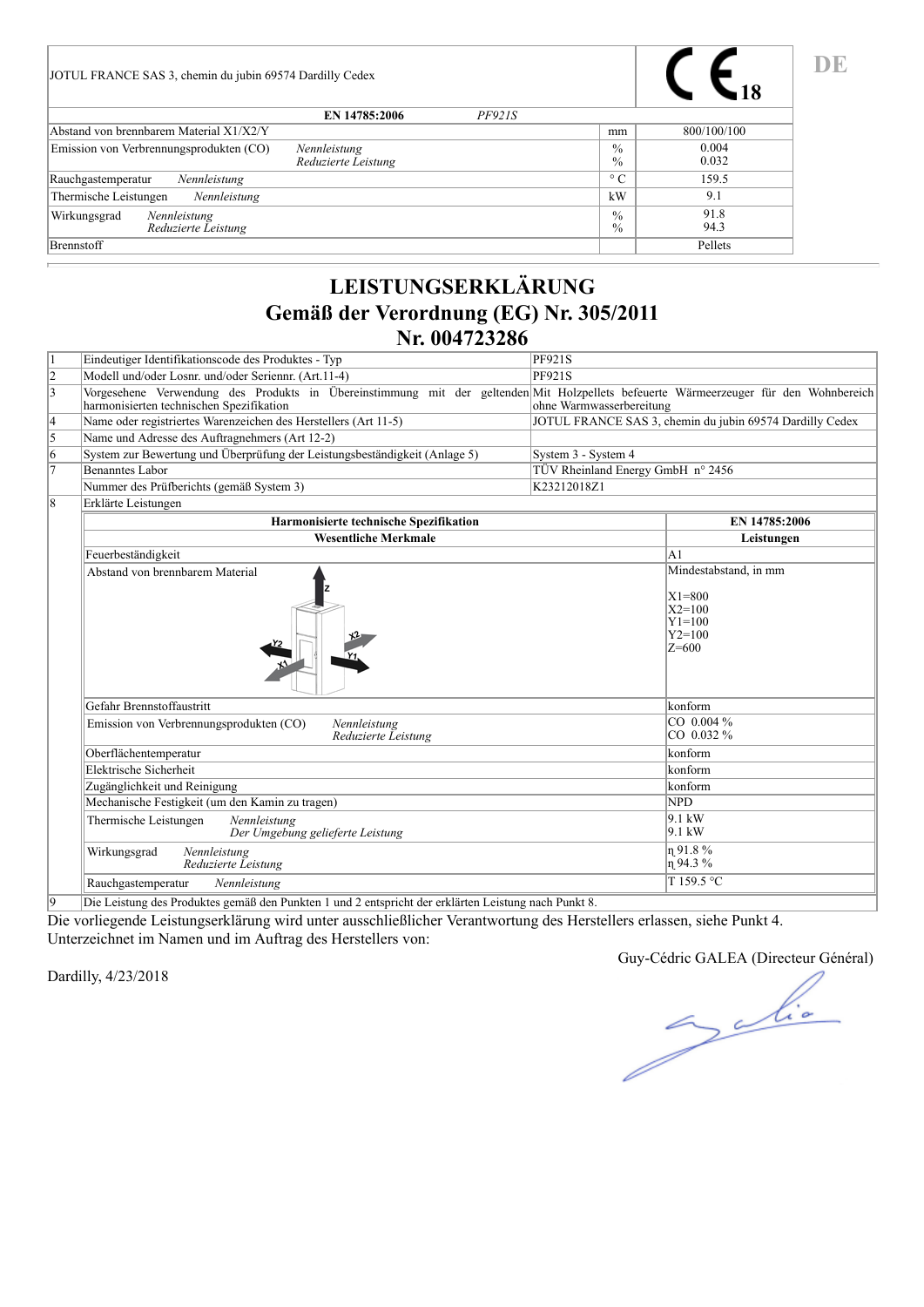| JOTUL FRANCE SAS 3, chemin du jubin 69574 Dardilly Cedex | | CE 18 |
|---|---|---|
| **EN 14785:2006** *PF921S* | | |
| Abstand von brennbarem Material X1/X2/Y | mm | 800/100/100 |
| Emission von Verbrennungsprodukten (CO) *Nennleistung* *Reduzierte Leistung* | % % | 0.004 0.032 |
| Rauchgastemperatur *Nennleistung* | ° C | 159.5 |
| Thermische Leistungen *Nennleistung* | kW | 9.1 |
| Wirkungsgrad *Nennleistung* *Reduzierte Leistung* | % % | 91.8 94.3 |
| Brennstoff | | Pellets |

DE

# LEISTUNGSERKLÄRUNG
# Gemäß der Verordnung (EG) Nr. 305/2011
# Nr. 004723286

| | | |
|---|---|---|
| 1 | Eindeutiger Identifikationscode des Produktes - Typ | PF921S |
| 2 | Modell und/oder Losnr. und/oder Seriennr. (Art.11-4) | PF921S |
| 3 | Vorgesehene Verwendung des Produkts in Übereinstimmung mit der geltenden harmonisierten technischen Spezifikation | Mit Holzpellets befeuerte Wärmeerzeuger für den Wohnbereich ohne Warmwasserbereitung |
| 4 | Name oder registriertes Warenzeichen des Herstellers (Art 11-5) | JOTUL FRANCE SAS 3, chemin du jubin 69574 Dardilly Cedex |
| 5 | Name und Adresse des Auftragnehmers (Art 12-2) | |
| 6 | System zur Bewertung und Überprüfung der Leistungsbeständigkeit (Anlage 5) | System 3 - System 4 |
| 7 | Benanntes Labor | TÜV Rheinland Energy GmbH n° 2456 |
| | Nummer des Prüfberichts (gemäß System 3) | K23212018Z1 |
| 8 | Erklärte Leistungen | |

| **Harmonisierte technische Spezifikation** | **EN 14785:2006** |
|---|---|
| **Wesentliche Merkmale** | **Leistungen** |
| Feuerbeständigkeit | A1 |
| Abstand von brennbarem Material | Mindestabstand, in mm<br><br>X1=800<br>X2=100<br>Y1=100<br>Y2=100<br>Z=600 |
| Gefahr Brennstoffaustritt | konform |
| Emission von Verbrennungsprodukten (CO) *Nennleistung* *Reduzierte Leistung* | CO 0.004 %<br>CO 0.032 % |
| Oberflächentemperatur | konform |
| Elektrische Sicherheit | konform |
| Zugänglichkeit und Reinigung | konform |
| Mechanische Festigkeit (um den Kamin zu tragen) | NPD |
| Thermische Leistungen *Nennleistung* *Der Umgebung gelieferte Leistung* | 9.1 kW<br>9.1 kW |
| Wirkungsgrad *Nennleistung* *Reduzierte Leistung* | η 91.8 %<br>η 94.3 % |
| Rauchgastemperatur *Nennleistung* | T 159.5 °C |

9 Die Leistung des Produktes gemäß den Punkten 1 und 2 entspricht der erklärten Leistung nach Punkt 8.

Die vorliegende Leistungserklärung wird unter ausschließlicher Verantwortung des Herstellers erlassen, siehe Punkt 4.
Unterzeichnet im Namen und im Auftrag des Herstellers von:

Guy-Cédric GALEA (Directeur Général)

Dardilly, 4/23/2018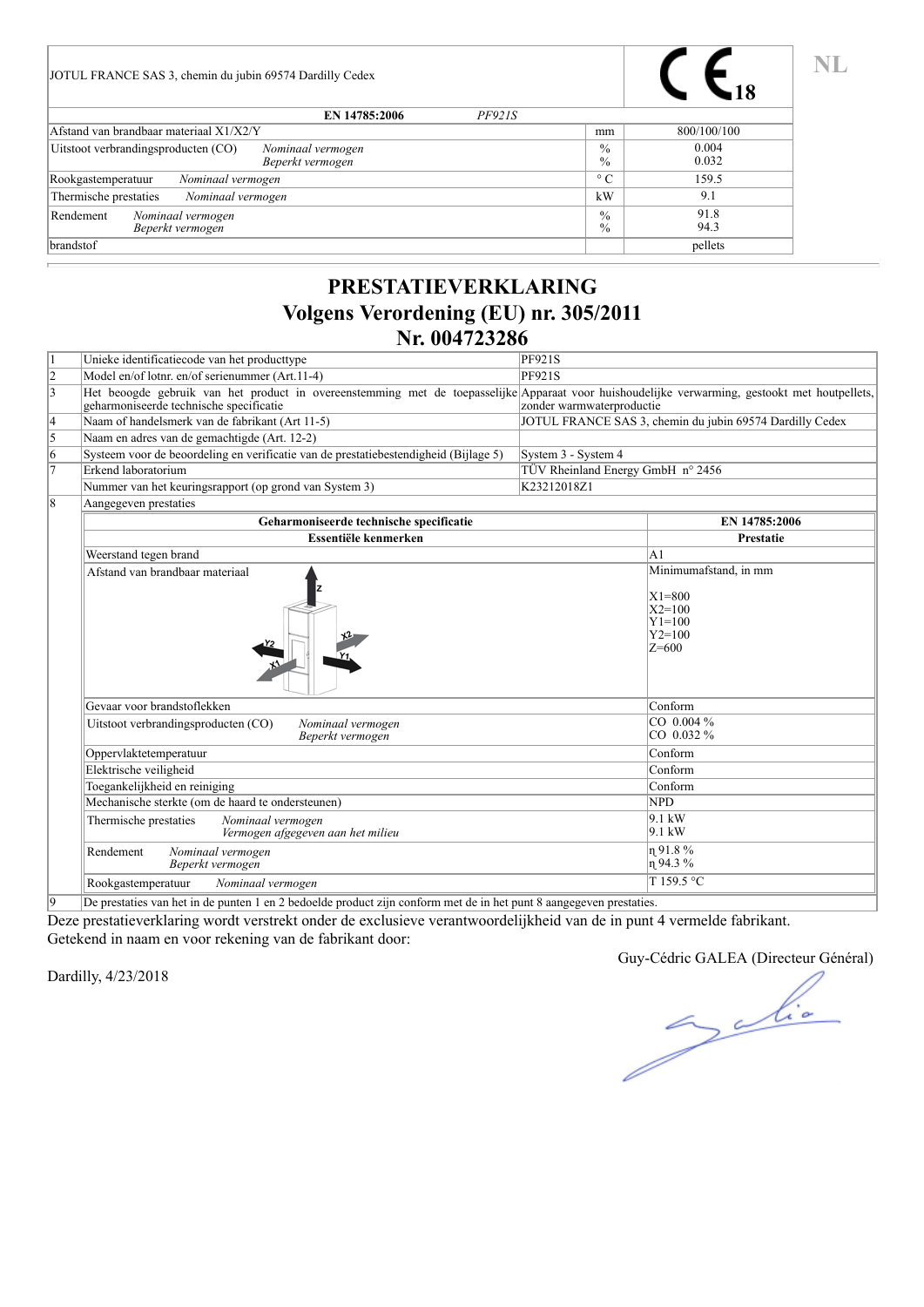| JOTUL FRANCE SAS 3, chemin du jubin 69574 Dardilly Cedex | | | CE 18 |
|---|---|---|---|
| **EN 14785:2006** *PF921S* | | | |
| Afstand van brandbaar materiaal X1/X2/Y | | mm | 800/100/100 |
| Uitstoot verbrandingsproducten (CO) | *Nominaal vermogen*<br>*Beperkt vermogen* | %<br>% | 0.004<br>0.032 |
| Rookgastemperatuur | *Nominaal vermogen* | ° C | 159.5 |
| Thermische prestaties | *Nominaal vermogen* | kW | 9.1 |
| Rendement | *Nominaal vermogen*<br>*Beperkt vermogen* | %<br>% | 91.8<br>94.3 |
| brandstof | | | pellets |

NL

# PRESTATIEVERKLARING
## Volgens Verordening (EU) nr. 305/2011
## Nr. 004723286

| | | |
|---|---|---|
| 1 | Unieke identificatiecode van het producttype | PF921S |
| 2 | Model en/of lotnr. en/of serienummer (Art.11-4) | PF921S |
| 3 | Het beoogde gebruik van het product in overeenstemming met de toepasselijke geharmoniseerde technische specificatie | Apparaat voor huishoudelijke verwarming, gestookt met houtpellets, zonder warmwaterproductie |
| 4 | Naam of handelsmerk van de fabrikant (Art 11-5) | JOTUL FRANCE SAS 3, chemin du jubin 69574 Dardilly Cedex |
| 5 | Naam en adres van de gemachtigde (Art. 12-2) | |
| 6 | Systeem voor de beoordeling en verificatie van de prestatiebestendigheid (Bijlage 5) | System 3 - System 4 |
| 7 | Erkend laboratorium | TÜV Rheinland Energy GmbH n° 2456 |
| | Nummer van het keuringsrapport (op grond van System 3) | K23212018Z1 |
| 8 | Aangegeven prestaties | |

| Geharmoniseerde technische specificatie | | EN 14785:2006 |
|---|---|---|
| **Essentiële kenmerken** | | **Prestatie** |
| Weerstand tegen brand | | A1 |
| Afstand van brandbaar materiaal | | Minimumafstand, in mm<br><br>X1=800<br>X2=100<br>Y1=100<br>Y2=100<br>Z=600 |
| Gevaar voor brandstoflekken | | Conform |
| Uitstoot verbrandingsproducten (CO) | *Nominaal vermogen*<br>*Beperkt vermogen* | CO 0.004 %<br>CO 0.032 % |
| Oppervlaktetemperatuur | | Conform |
| Elektrische veiligheid | | Conform |
| Toegankelijkheid en reiniging | | Conform |
| Mechanische sterkte (om de haard te ondersteunen) | | NPD |
| Thermische prestaties | *Nominaal vermogen*<br>*Vermogen afgegeven aan het milieu* | 9.1 kW<br>9.1 kW |
| Rendement | *Nominaal vermogen*<br>*Beperkt vermogen* | η 91.8 %<br>η 94.3 % |
| Rookgastemperatuur | *Nominaal vermogen* | T 159.5 °C |

9 De prestaties van het in de punten 1 en 2 bedoelde product zijn conform met de in het punt 8 aangegeven prestaties.

Deze prestatieverklaring wordt verstrekt onder de exclusieve verantwoordelijkheid van de in punt 4 vermelde fabrikant.
Getekend in naam en voor rekening van de fabrikant door:

Guy-Cédric GALEA (Directeur Général)

Dardilly, 4/23/2018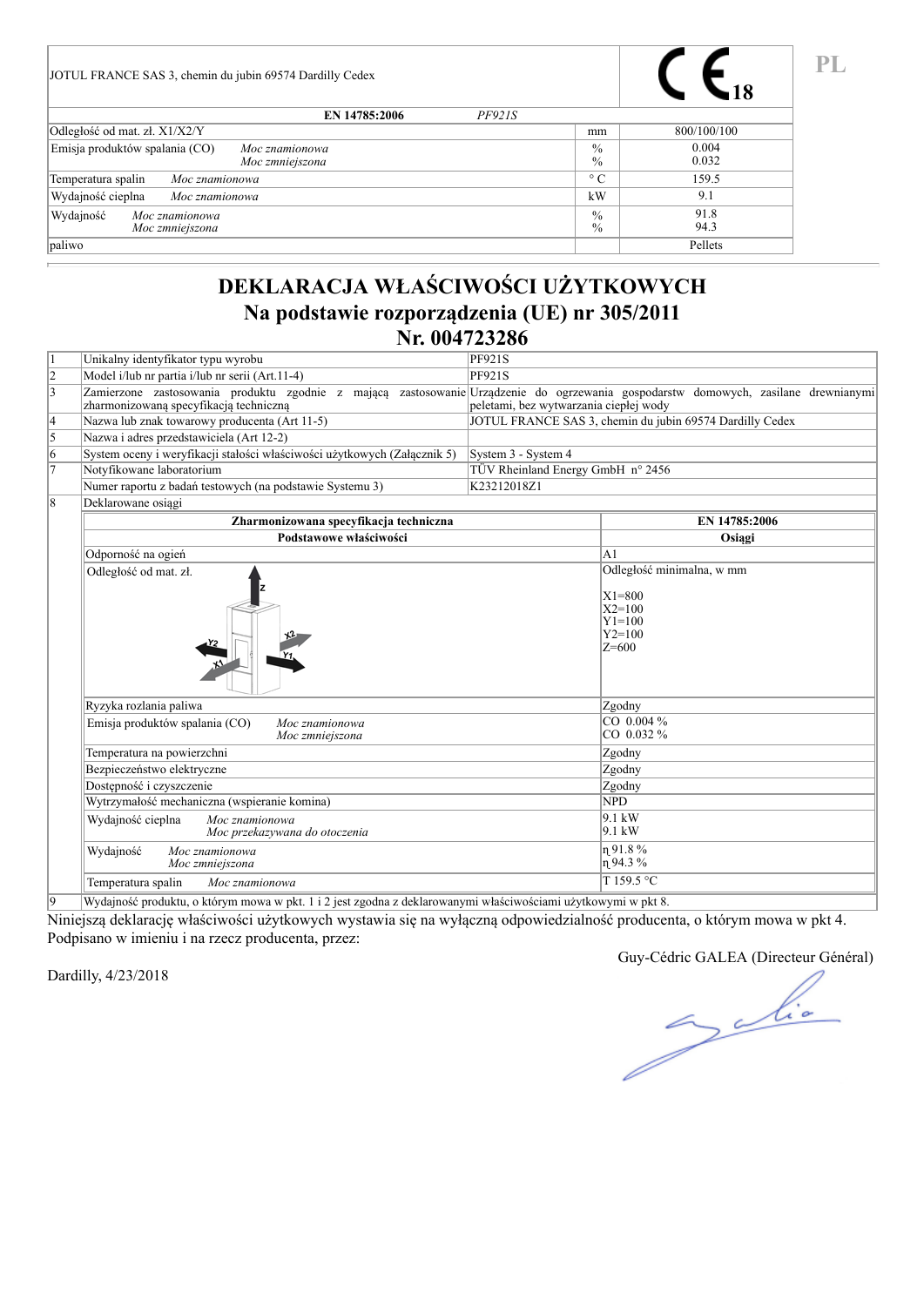| JOTUL FRANCE SAS 3, chemin du jubin 69574 Dardilly Cedex | | CE 18 |
|---|---|---|
| **EN 14785:2006** *PF921S* | | |
| Odległość od mat. zł. X1/X2/Y | mm | 800/100/100 |
| Emisja produktów spalania (CO) *Moc znamionowa* *Moc zmniejszona* | % % | 0.004 0.032 |
| Temperatura spalin *Moc znamionowa* | ° C | 159.5 |
| Wydajność cieplna *Moc znamionowa* | kW | 9.1 |
| Wydajność *Moc znamionowa* *Moc zmniejszona* | % % | 91.8 94.3 |
| paliwo | | Pellets |

PL

# DEKLARACJA WŁAŚCIWOŚCI UŻYTKOWYCH
# Na podstawie rozporządzenia (UE) nr 305/2011
# Nr. 004723286

| | | |
|---|---|---|
| 1 | Unikalny identyfikator typu wyrobu | PF921S |
| 2 | Model i/lub nr partia i/lub nr serii (Art.11-4) | PF921S |
| 3 | Zamierzone zastosowania produktu zgodnie z mającą zastosowanie zharmonizowaną specyfikacją techniczną | Urządzenie do ogrzewania gospodarstw domowych, zasilane drewnianymi peletami, bez wytwarzania ciepłej wody |
| 4 | Nazwa lub znak towarowy producenta (Art 11-5) | JOTUL FRANCE SAS 3, chemin du jubin 69574 Dardilly Cedex |
| 5 | Nazwa i adres przedstawiciela (Art 12-2) | |
| 6 | System oceny i weryfikacji stałości właściwości użytkowych (Załącznik 5) | System 3 - System 4 |
| 7 | Notyfikowane laboratorium | TÜV Rheinland Energy GmbH n° 2456 |
| | Numer raportu z badań testowych (na podstawie Systemu 3) | K23212018Z1 |
| 8 | Deklarowane osiągi | |

| **Zharmonizowana specyfikacja techniczna** | **EN 14785:2006** |
|---|---|
| **Podstawowe właściwości** | **Osiągi** |
| Odporność na ogień | A1 |
| Odległość od mat. zł. | Odległość minimalna, w mm<br><br>X1=800<br>X2=100<br>Y1=100<br>Y2=100<br>Z=600 |
| Ryzyka rozlania paliwa | Zgodny |
| Emisja produktów spalania (CO) *Moc znamionowa* *Moc zmniejszona* | CO 0.004 %<br>CO 0.032 % |
| Temperatura na powierzchni | Zgodny |
| Bezpieczeństwo elektryczne | Zgodny |
| Dostępność i czyszczenie | Zgodny |
| Wytrzymałość mechaniczna (wspieranie komina) | NPD |
| Wydajność cieplna *Moc znamionowa* *Moc przekazywana do otoczenia* | 9.1 kW<br>9.1 kW |
| Wydajność *Moc znamionowa* *Moc zmniejszona* | η 91.8 %<br>η 94.3 % |
| Temperatura spalin *Moc znamionowa* | T 159.5 °C |

| | |
|---|---|
| 9 | Wydajność produktu, o którym mowa w pkt. 1 i 2 jest zgodna z deklarowanymi właściwościami użytkowymi w pkt 8. |

Niniejszą deklarację właściwości użytkowych wystawia się na wyłączną odpowiedzialność producenta, o którym mowa w pkt 4.
Podpisano w imieniu i na rzecz producenta, przez:

Guy-Cédric GALEA (Directeur Général)

Dardilly, 4/23/2018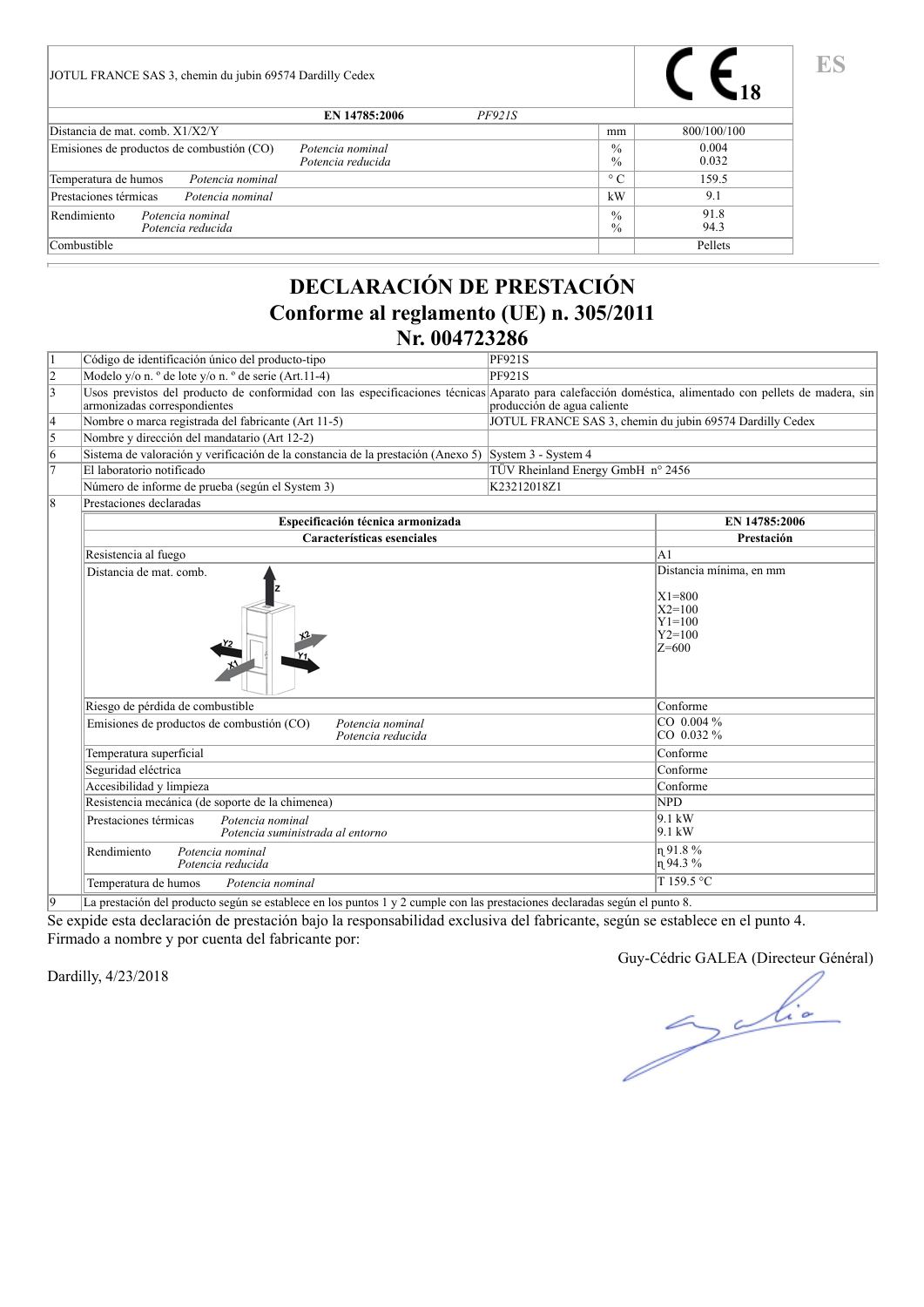| JOTUL FRANCE SAS 3, chemin du jubin 69574 Dardilly Cedex | | | CE 18 |
|---|---|---|---|
| | EN 14785:2006 *PF921S* | | |
| Distancia de mat. comb. X1/X2/Y | | mm | 800/100/100 |
| Emisiones de productos de combustión (CO) | *Potencia nominal* *Potencia reducida* | % % | 0.004 0.032 |
| Temperatura de humos | *Potencia nominal* | ° C | 159.5 |
| Prestaciones térmicas | *Potencia nominal* | kW | 9.1 |
| Rendimiento | *Potencia nominal* *Potencia reducida* | % % | 91.8 94.3 |
| Combustible | | | Pellets |

ES

# DECLARACIÓN DE PRESTACIÓN
# Conforme al reglamento (UE) n. 305/2011
# Nr. 004723286

| | | |
|---|---|---|
| 1 | Código de identificación único del producto-tipo | PF921S |
| 2 | Modelo y/o n. º de lote y/o n. º de serie (Art.11-4) | PF921S |
| 3 | Usos previstos del producto de conformidad con las especificaciones técnicas armonizadas correspondientes | Aparato para calefacción doméstica, alimentado con pellets de madera, sin producción de agua caliente |
| 4 | Nombre o marca registrada del fabricante (Art 11-5) | JOTUL FRANCE SAS 3, chemin du jubin 69574 Dardilly Cedex |
| 5 | Nombre y dirección del mandatario (Art 12-2) | |
| 6 | Sistema de valoración y verificación de la constancia de la prestación (Anexo 5) | System 3 - System 4 |
| 7 | El laboratorio notificado | TÜV Rheinland Energy GmbH n° 2456 |
| | Número de informe de prueba (según el System 3) | K23212018Z1 |
| 8 | Prestaciones declaradas | |

| Especificación técnica armonizada | EN 14785:2006 |
|---|---|
| **Características esenciales** | **Prestación** |
| Resistencia al fuego | A1 |
| Distancia de mat. comb. (Z, X2, Y2, Y1, X1) | Distancia mínima, en mm<br>X1=800<br>X2=100<br>Y1=100<br>Y2=100<br>Z=600 |
| Riesgo de pérdida de combustible | Conforme |
| Emisiones de productos de combustión (CO) *Potencia nominal* *Potencia reducida* | CO 0.004 %<br>CO 0.032 % |
| Temperatura superficial | Conforme |
| Seguridad eléctrica | Conforme |
| Accesibilidad y limpieza | Conforme |
| Resistencia mecánica (de soporte de la chimenea) | NPD |
| Prestaciones térmicas *Potencia nominal* *Potencia suministrada al entorno* | 9.1 kW<br>9.1 kW |
| Rendimiento *Potencia nominal* *Potencia reducida* | η 91.8 %<br>η 94.3 % |
| Temperatura de humos *Potencia nominal* | T 159.5 °C |

9 La prestación del producto según se establece en los puntos 1 y 2 cumple con las prestaciones declaradas según el punto 8.

Se expide esta declaración de prestación bajo la responsabilidad exclusiva del fabricante, según se establece en el punto 4.
Firmado a nombre y por cuenta del fabricante por:

Guy-Cédric GALEA (Directeur Général)

Dardilly, 4/23/2018